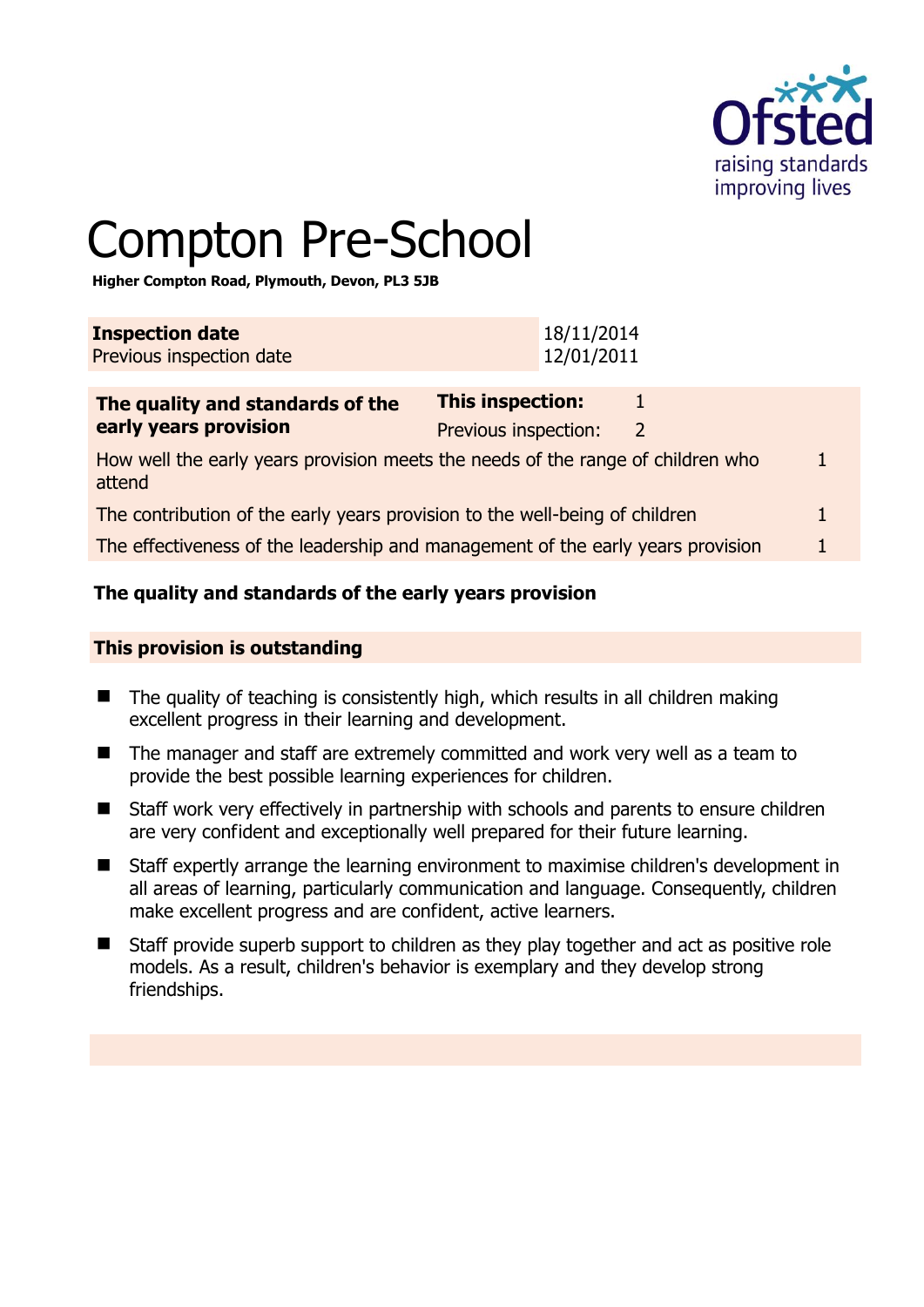# Compton Pre-School

**Higher Compton Road, Plymouth, Devon, PL3 5JB**

| **Inspection date** | 18/11/2014 |
|---|---|
| Previous inspection date | 12/01/2011 |

| **The quality and standards of the early years provision** | **This inspection:** | 1 |
|---|---|---|
| | Previous inspection: | 2 |
| How well the early years provision meets the needs of the range of children who attend | | 1 |
| The contribution of the early years provision to the well-being of children | | 1 |
| The effectiveness of the leadership and management of the early years provision | | 1 |

### The quality and standards of the early years provision

**This provision is outstanding**

- The quality of teaching is consistently high, which results in all children making excellent progress in their learning and development.
- The manager and staff are extremely committed and work very well as a team to provide the best possible learning experiences for children.
- Staff work very effectively in partnership with schools and parents to ensure children are very confident and exceptionally well prepared for their future learning.
- Staff expertly arrange the learning environment to maximise children's development in all areas of learning, particularly communication and language. Consequently, children make excellent progress and are confident, active learners.
- Staff provide superb support to children as they play together and act as positive role models. As a result, children's behavior is exemplary and they develop strong friendships.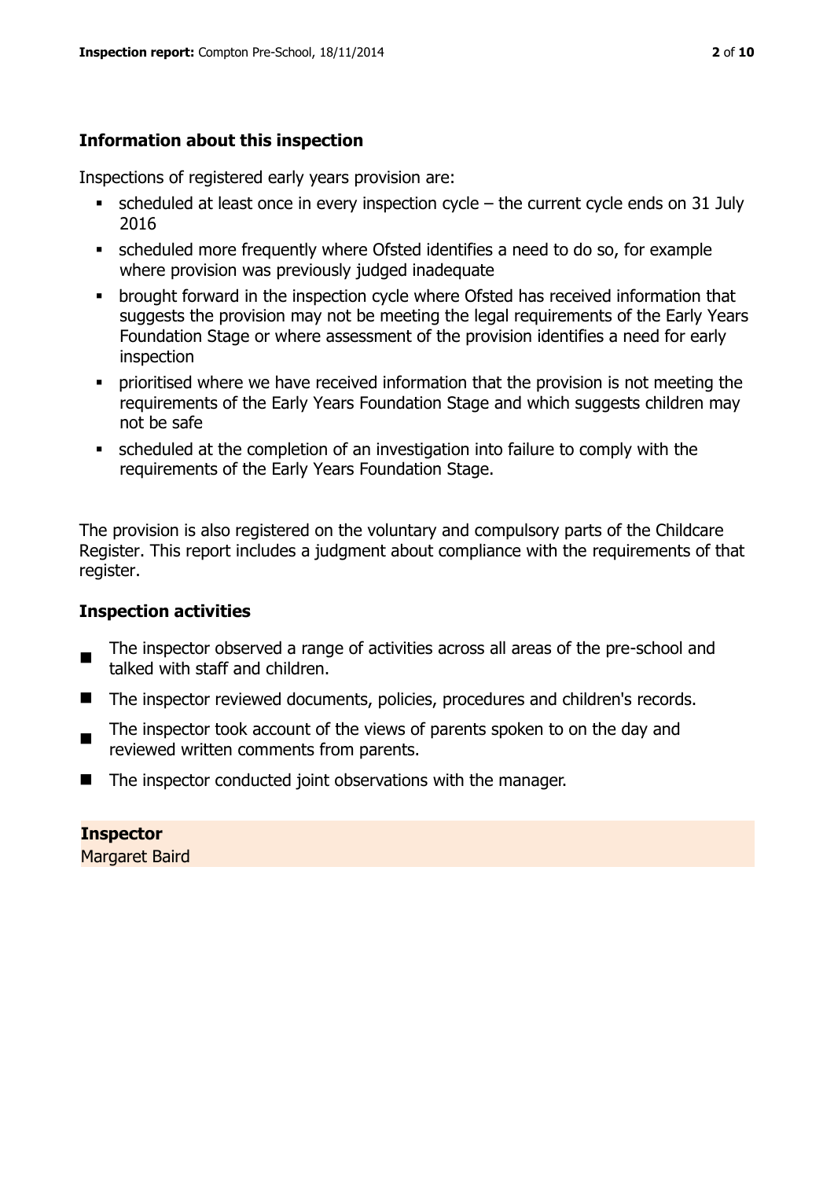## Information about this inspection

Inspections of registered early years provision are:

- scheduled at least once in every inspection cycle – the current cycle ends on 31 July 2016
- scheduled more frequently where Ofsted identifies a need to do so, for example where provision was previously judged inadequate
- brought forward in the inspection cycle where Ofsted has received information that suggests the provision may not be meeting the legal requirements of the Early Years Foundation Stage or where assessment of the provision identifies a need for early inspection
- prioritised where we have received information that the provision is not meeting the requirements of the Early Years Foundation Stage and which suggests children may not be safe
- scheduled at the completion of an investigation into failure to comply with the requirements of the Early Years Foundation Stage.

The provision is also registered on the voluntary and compulsory parts of the Childcare Register. This report includes a judgment about compliance with the requirements of that register.

## Inspection activities

- The inspector observed a range of activities across all areas of the pre-school and talked with staff and children.
- The inspector reviewed documents, policies, procedures and children's records.
- The inspector took account of the views of parents spoken to on the day and reviewed written comments from parents.
- The inspector conducted joint observations with the manager.

**Inspector**
Margaret Baird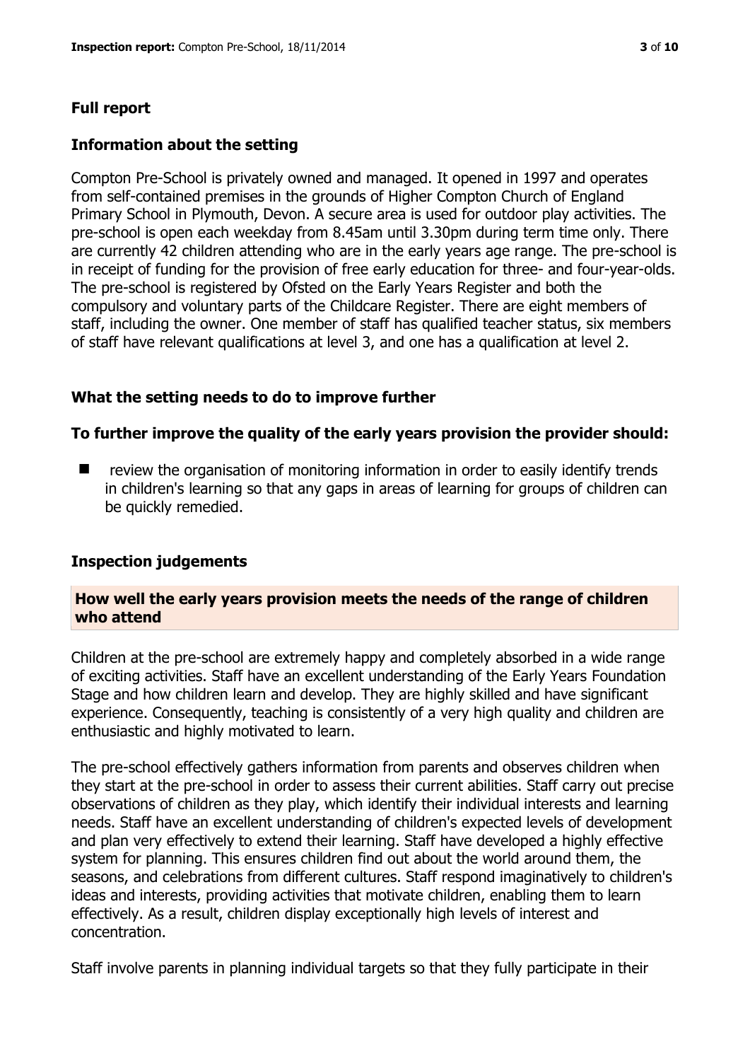## Full report

### Information about the setting

Compton Pre-School is privately owned and managed. It opened in 1997 and operates from self-contained premises in the grounds of Higher Compton Church of England Primary School in Plymouth, Devon. A secure area is used for outdoor play activities. The pre-school is open each weekday from 8.45am until 3.30pm during term time only. There are currently 42 children attending who are in the early years age range. The pre-school is in receipt of funding for the provision of free early education for three- and four-year-olds. The pre-school is registered by Ofsted on the Early Years Register and both the compulsory and voluntary parts of the Childcare Register. There are eight members of staff, including the owner. One member of staff has qualified teacher status, six members of staff have relevant qualifications at level 3, and one has a qualification at level 2.

### What the setting needs to do to improve further

**To further improve the quality of the early years provision the provider should:**

- review the organisation of monitoring information in order to easily identify trends in children's learning so that any gaps in areas of learning for groups of children can be quickly remedied.

### Inspection judgements

#### How well the early years provision meets the needs of the range of children who attend

Children at the pre-school are extremely happy and completely absorbed in a wide range of exciting activities. Staff have an excellent understanding of the Early Years Foundation Stage and how children learn and develop. They are highly skilled and have significant experience. Consequently, teaching is consistently of a very high quality and children are enthusiastic and highly motivated to learn.

The pre-school effectively gathers information from parents and observes children when they start at the pre-school in order to assess their current abilities. Staff carry out precise observations of children as they play, which identify their individual interests and learning needs. Staff have an excellent understanding of children's expected levels of development and plan very effectively to extend their learning. Staff have developed a highly effective system for planning. This ensures children find out about the world around them, the seasons, and celebrations from different cultures. Staff respond imaginatively to children's ideas and interests, providing activities that motivate children, enabling them to learn effectively. As a result, children display exceptionally high levels of interest and concentration.

Staff involve parents in planning individual targets so that they fully participate in their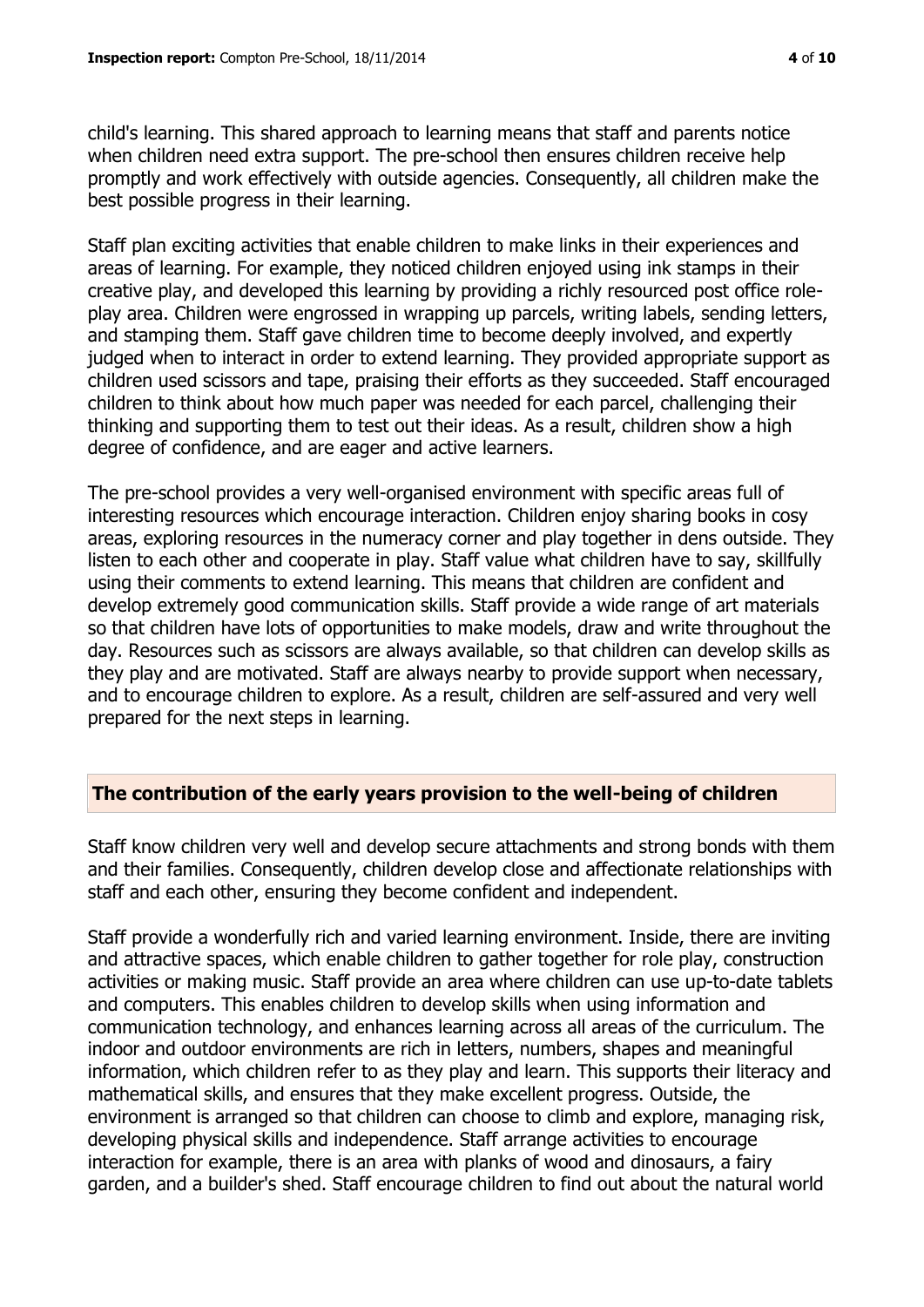child's learning. This shared approach to learning means that staff and parents notice when children need extra support. The pre-school then ensures children receive help promptly and work effectively with outside agencies. Consequently, all children make the best possible progress in their learning.

Staff plan exciting activities that enable children to make links in their experiences and areas of learning. For example, they noticed children enjoyed using ink stamps in their creative play, and developed this learning by providing a richly resourced post office role-play area. Children were engrossed in wrapping up parcels, writing labels, sending letters, and stamping them. Staff gave children time to become deeply involved, and expertly judged when to interact in order to extend learning. They provided appropriate support as children used scissors and tape, praising their efforts as they succeeded. Staff encouraged children to think about how much paper was needed for each parcel, challenging their thinking and supporting them to test out their ideas. As a result, children show a high degree of confidence, and are eager and active learners.

The pre-school provides a very well-organised environment with specific areas full of interesting resources which encourage interaction. Children enjoy sharing books in cosy areas, exploring resources in the numeracy corner and play together in dens outside. They listen to each other and cooperate in play. Staff value what children have to say, skillfully using their comments to extend learning. This means that children are confident and develop extremely good communication skills. Staff provide a wide range of art materials so that children have lots of opportunities to make models, draw and write throughout the day. Resources such as scissors are always available, so that children can develop skills as they play and are motivated. Staff are always nearby to provide support when necessary, and to encourage children to explore. As a result, children are self-assured and very well prepared for the next steps in learning.

## The contribution of the early years provision to the well-being of children

Staff know children very well and develop secure attachments and strong bonds with them and their families. Consequently, children develop close and affectionate relationships with staff and each other, ensuring they become confident and independent.

Staff provide a wonderfully rich and varied learning environment. Inside, there are inviting and attractive spaces, which enable children to gather together for role play, construction activities or making music. Staff provide an area where children can use up-to-date tablets and computers. This enables children to develop skills when using information and communication technology, and enhances learning across all areas of the curriculum. The indoor and outdoor environments are rich in letters, numbers, shapes and meaningful information, which children refer to as they play and learn. This supports their literacy and mathematical skills, and ensures that they make excellent progress. Outside, the environment is arranged so that children can choose to climb and explore, managing risk, developing physical skills and independence. Staff arrange activities to encourage interaction for example, there is an area with planks of wood and dinosaurs, a fairy garden, and a builder's shed. Staff encourage children to find out about the natural world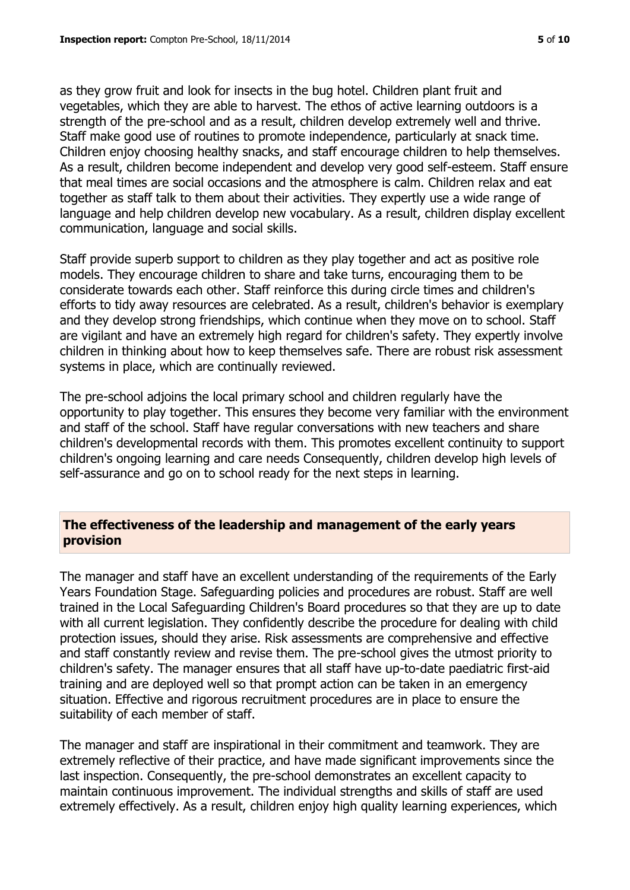as they grow fruit and look for insects in the bug hotel. Children plant fruit and vegetables, which they are able to harvest. The ethos of active learning outdoors is a strength of the pre-school and as a result, children develop extremely well and thrive. Staff make good use of routines to promote independence, particularly at snack time. Children enjoy choosing healthy snacks, and staff encourage children to help themselves. As a result, children become independent and develop very good self-esteem. Staff ensure that meal times are social occasions and the atmosphere is calm. Children relax and eat together as staff talk to them about their activities. They expertly use a wide range of language and help children develop new vocabulary. As a result, children display excellent communication, language and social skills.

Staff provide superb support to children as they play together and act as positive role models. They encourage children to share and take turns, encouraging them to be considerate towards each other. Staff reinforce this during circle times and children's efforts to tidy away resources are celebrated. As a result, children's behavior is exemplary and they develop strong friendships, which continue when they move on to school. Staff are vigilant and have an extremely high regard for children's safety. They expertly involve children in thinking about how to keep themselves safe. There are robust risk assessment systems in place, which are continually reviewed.

The pre-school adjoins the local primary school and children regularly have the opportunity to play together. This ensures they become very familiar with the environment and staff of the school. Staff have regular conversations with new teachers and share children's developmental records with them. This promotes excellent continuity to support children's ongoing learning and care needs Consequently, children develop high levels of self-assurance and go on to school ready for the next steps in learning.

## The effectiveness of the leadership and management of the early years provision

The manager and staff have an excellent understanding of the requirements of the Early Years Foundation Stage. Safeguarding policies and procedures are robust. Staff are well trained in the Local Safeguarding Children's Board procedures so that they are up to date with all current legislation. They confidently describe the procedure for dealing with child protection issues, should they arise. Risk assessments are comprehensive and effective and staff constantly review and revise them. The pre-school gives the utmost priority to children's safety. The manager ensures that all staff have up-to-date paediatric first-aid training and are deployed well so that prompt action can be taken in an emergency situation. Effective and rigorous recruitment procedures are in place to ensure the suitability of each member of staff.

The manager and staff are inspirational in their commitment and teamwork. They are extremely reflective of their practice, and have made significant improvements since the last inspection. Consequently, the pre-school demonstrates an excellent capacity to maintain continuous improvement. The individual strengths and skills of staff are used extremely effectively. As a result, children enjoy high quality learning experiences, which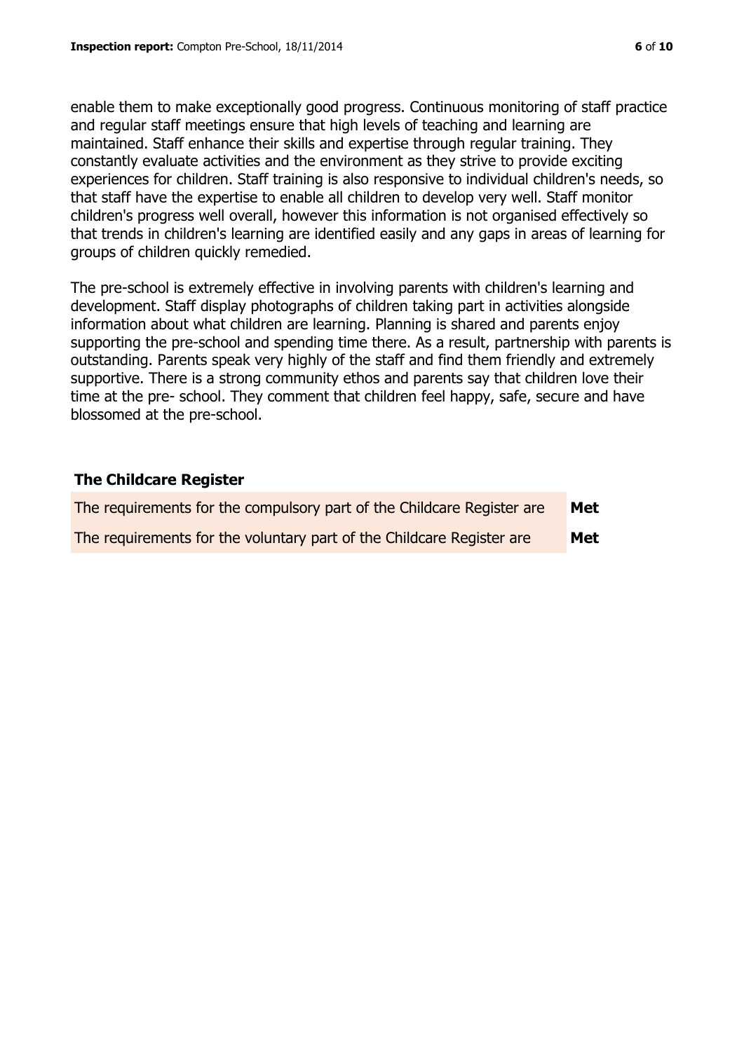enable them to make exceptionally good progress. Continuous monitoring of staff practice and regular staff meetings ensure that high levels of teaching and learning are maintained. Staff enhance their skills and expertise through regular training. They constantly evaluate activities and the environment as they strive to provide exciting experiences for children. Staff training is also responsive to individual children's needs, so that staff have the expertise to enable all children to develop very well. Staff monitor children's progress well overall, however this information is not organised effectively so that trends in children's learning are identified easily and any gaps in areas of learning for groups of children quickly remedied.

The pre-school is extremely effective in involving parents with children's learning and development. Staff display photographs of children taking part in activities alongside information about what children are learning. Planning is shared and parents enjoy supporting the pre-school and spending time there. As a result, partnership with parents is outstanding. Parents speak very highly of the staff and find them friendly and extremely supportive. There is a strong community ethos and parents say that children love their time at the pre- school. They comment that children feel happy, safe, secure and have blossomed at the pre-school.

## The Childcare Register

| | |
|---|---|
| The requirements for the compulsory part of the Childcare Register are | **Met** |
| The requirements for the voluntary part of the Childcare Register are | **Met** |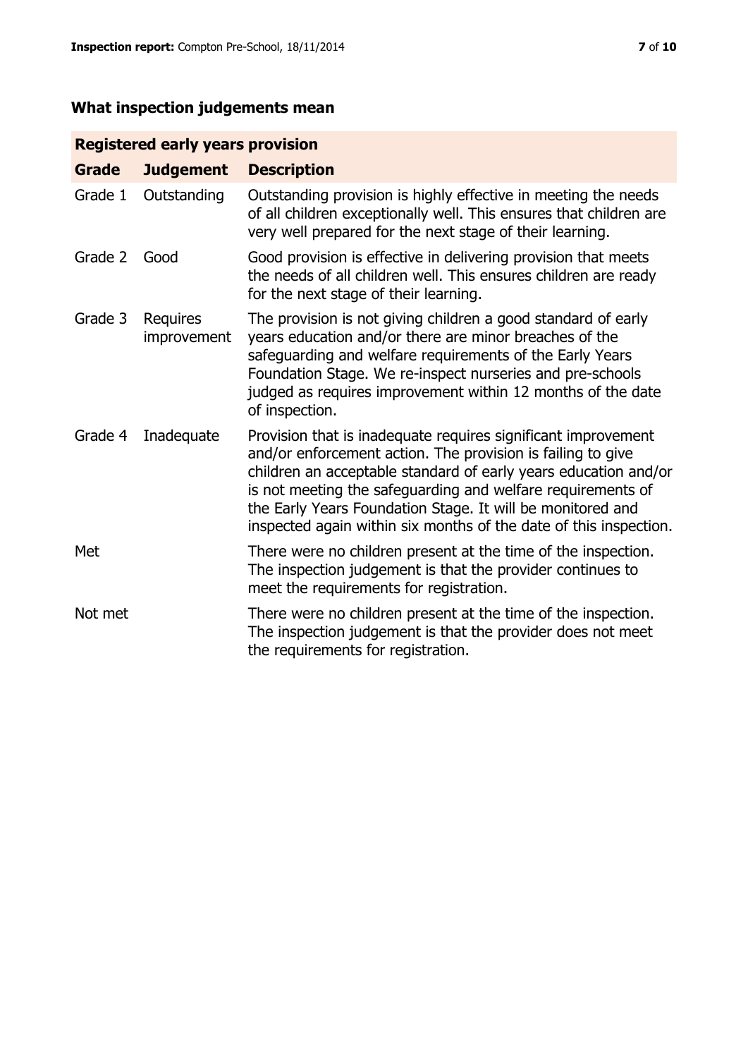## What inspection judgements mean

| Registered early years provision | | |
|---|---|---|
| **Grade** | **Judgement** | **Description** |
| Grade 1 | Outstanding | Outstanding provision is highly effective in meeting the needs of all children exceptionally well. This ensures that children are very well prepared for the next stage of their learning. |
| Grade 2 | Good | Good provision is effective in delivering provision that meets the needs of all children well. This ensures children are ready for the next stage of their learning. |
| Grade 3 | Requires improvement | The provision is not giving children a good standard of early years education and/or there are minor breaches of the safeguarding and welfare requirements of the Early Years Foundation Stage. We re-inspect nurseries and pre-schools judged as requires improvement within 12 months of the date of inspection. |
| Grade 4 | Inadequate | Provision that is inadequate requires significant improvement and/or enforcement action. The provision is failing to give children an acceptable standard of early years education and/or is not meeting the safeguarding and welfare requirements of the Early Years Foundation Stage. It will be monitored and inspected again within six months of the date of this inspection. |
| Met | | There were no children present at the time of the inspection. The inspection judgement is that the provider continues to meet the requirements for registration. |
| Not met | | There were no children present at the time of the inspection. The inspection judgement is that the provider does not meet the requirements for registration. |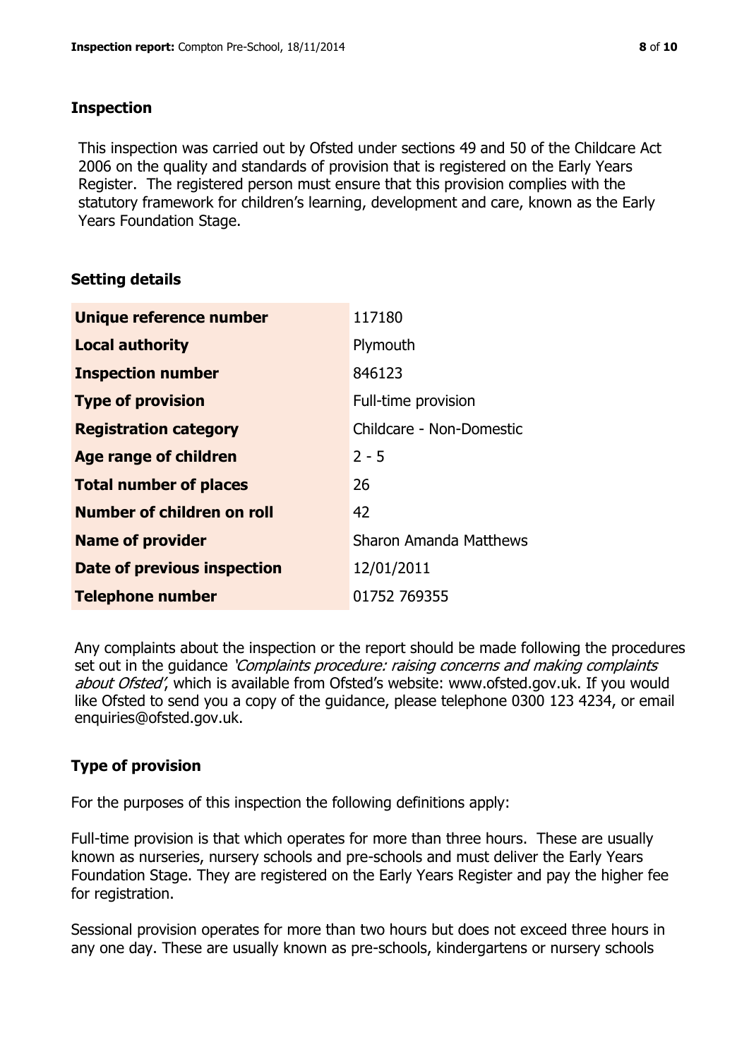## Inspection

This inspection was carried out by Ofsted under sections 49 and 50 of the Childcare Act 2006 on the quality and standards of provision that is registered on the Early Years Register. The registered person must ensure that this provision complies with the statutory framework for children's learning, development and care, known as the Early Years Foundation Stage.

## Setting details

| | |
|---|---|
| **Unique reference number** | 117180 |
| **Local authority** | Plymouth |
| **Inspection number** | 846123 |
| **Type of provision** | Full-time provision |
| **Registration category** | Childcare - Non-Domestic |
| **Age range of children** | 2 - 5 |
| **Total number of places** | 26 |
| **Number of children on roll** | 42 |
| **Name of provider** | Sharon Amanda Matthews |
| **Date of previous inspection** | 12/01/2011 |
| **Telephone number** | 01752 769355 |

Any complaints about the inspection or the report should be made following the procedures set out in the guidance *'Complaints procedure: raising concerns and making complaints about Ofsted'*, which is available from Ofsted's website: www.ofsted.gov.uk. If you would like Ofsted to send you a copy of the guidance, please telephone 0300 123 4234, or email enquiries@ofsted.gov.uk.

## Type of provision

For the purposes of this inspection the following definitions apply:

Full-time provision is that which operates for more than three hours. These are usually known as nurseries, nursery schools and pre-schools and must deliver the Early Years Foundation Stage. They are registered on the Early Years Register and pay the higher fee for registration.

Sessional provision operates for more than two hours but does not exceed three hours in any one day. These are usually known as pre-schools, kindergartens or nursery schools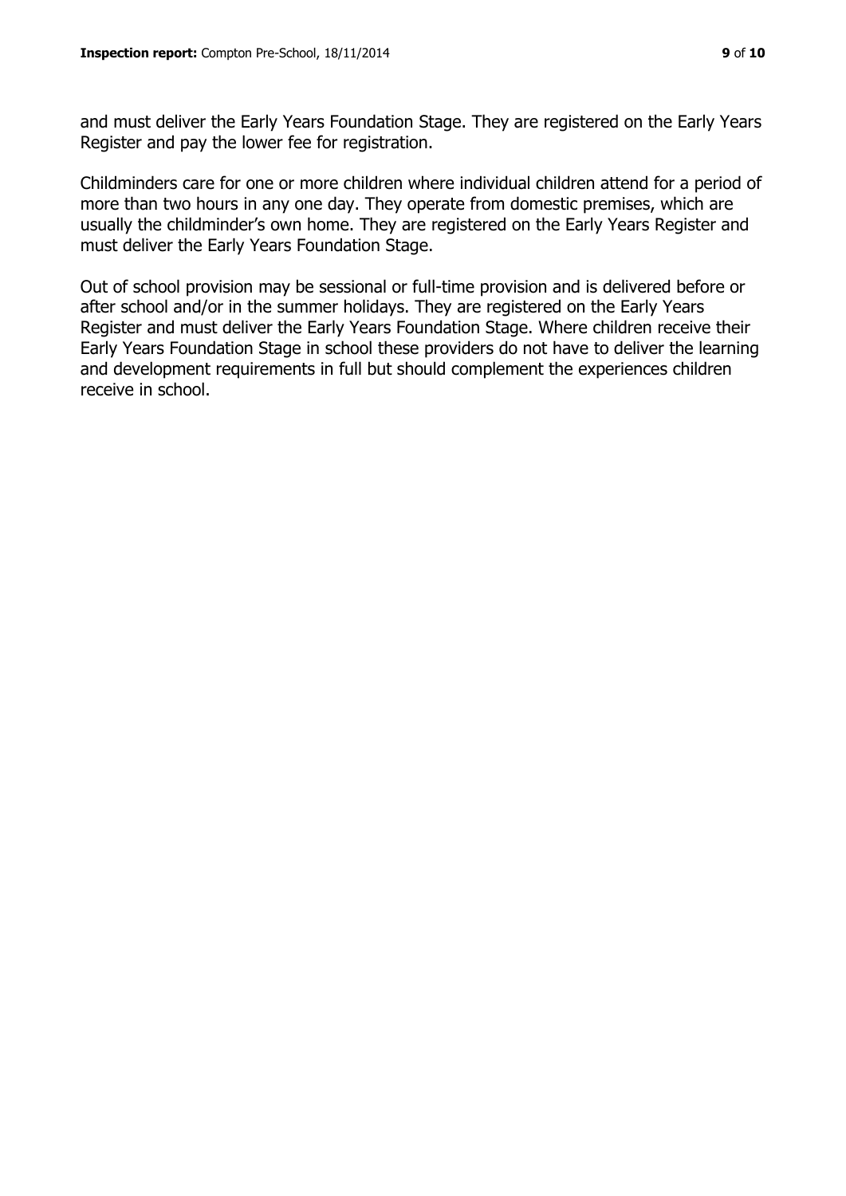and must deliver the Early Years Foundation Stage. They are registered on the Early Years Register and pay the lower fee for registration.

Childminders care for one or more children where individual children attend for a period of more than two hours in any one day. They operate from domestic premises, which are usually the childminder's own home. They are registered on the Early Years Register and must deliver the Early Years Foundation Stage.

Out of school provision may be sessional or full-time provision and is delivered before or after school and/or in the summer holidays. They are registered on the Early Years Register and must deliver the Early Years Foundation Stage. Where children receive their Early Years Foundation Stage in school these providers do not have to deliver the learning and development requirements in full but should complement the experiences children receive in school.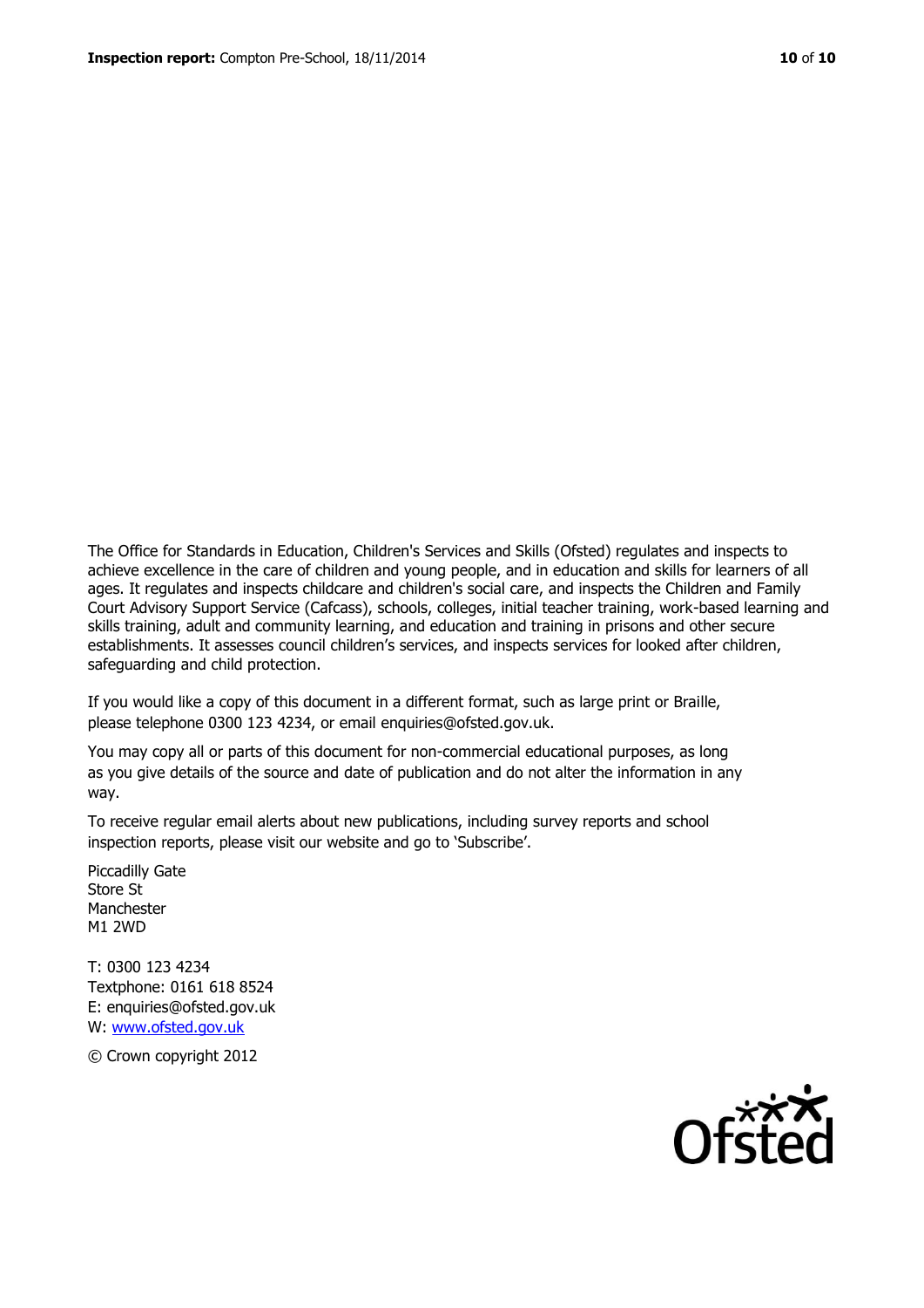The Office for Standards in Education, Children's Services and Skills (Ofsted) regulates and inspects to achieve excellence in the care of children and young people, and in education and skills for learners of all ages. It regulates and inspects childcare and children's social care, and inspects the Children and Family Court Advisory Support Service (Cafcass), schools, colleges, initial teacher training, work-based learning and skills training, adult and community learning, and education and training in prisons and other secure establishments. It assesses council children's services, and inspects services for looked after children, safeguarding and child protection.

If you would like a copy of this document in a different format, such as large print or Braille, please telephone 0300 123 4234, or email enquiries@ofsted.gov.uk.

You may copy all or parts of this document for non-commercial educational purposes, as long as you give details of the source and date of publication and do not alter the information in any way.

To receive regular email alerts about new publications, including survey reports and school inspection reports, please visit our website and go to 'Subscribe'.

Piccadilly Gate
Store St
Manchester
M1 2WD

T: 0300 123 4234
Textphone: 0161 618 8524
E: enquiries@ofsted.gov.uk
W: [www.ofsted.gov.uk](http://www.ofsted.gov.uk)

© Crown copyright 2012

Ofsted